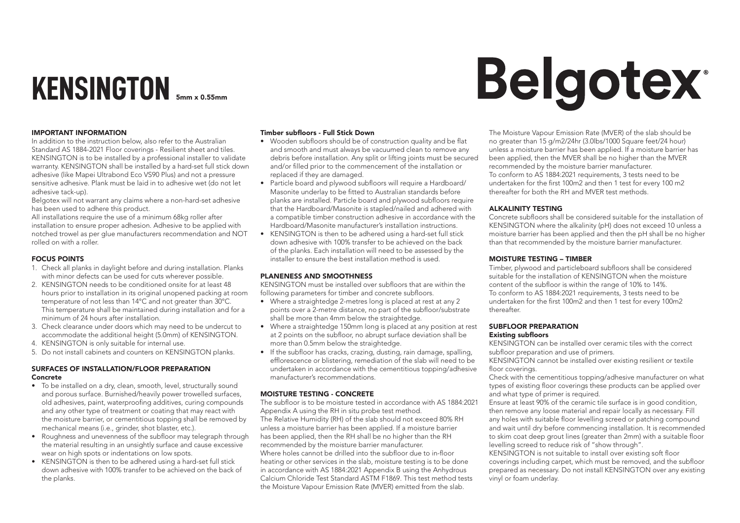# KENSINGTON 5mm x 0.55mm

# Belgotex®

## IMPORTANT INFORMATION

In addition to the instruction below, also refer to the Australian Standard AS 1884-2021 Floor coverings - Resilient sheet and tiles. KENSINGTON is to be installed by a professional installer to validate warranty. KENSINGTON shall be installed by a hard-set full stick down adhesive (like Mapei Ultrabond Eco VS90 Plus) and not a pressure sensitive adhesive. Plank must be laid in to adhesive wet (do not let adhesive tack-up).

Belgotex will not warrant any claims where a non-hard-set adhesive has been used to adhere this product.

All installations require the use of a minimum 68kg roller after installation to ensure proper adhesion. Adhesive to be applied with notched trowel as per glue manufacturers recommendation and NOT rolled on with a roller.

## FOCUS POINTS

1. Check all planks in daylight before and during installation. Planks with minor defects can be used for cuts wherever possible.
2. KENSINGTON needs to be conditioned onsite for at least 48 hours prior to installation in its original unopened packing at room temperature of not less than 14°C and not greater than 30°C. This temperature shall be maintained during installation and for a minimum of 24 hours after installation.
3. Check clearance under doors which may need to be undercut to accommodate the additional height (5.0mm) of KENSINGTON.
4. KENSINGTON is only suitable for internal use.
5. Do not install cabinets and counters on KENSINGTON planks.

## SURFACES OF INSTALLATION/FLOOR PREPARATION

### Concrete

- To be installed on a dry, clean, smooth, level, structurally sound and porous surface. Burnished/heavily power trowelled surfaces, old adhesives, paint, waterproofing additives, curing compounds and any other type of treatment or coating that may react with the moisture barrier, or cementitious topping shall be removed by mechanical means (i.e., grinder, shot blaster, etc.).
- Roughness and unevenness of the subfloor may telegraph through the material resulting in an unsightly surface and cause excessive wear on high spots or indentations on low spots.
- KENSINGTON is then to be adhered using a hard-set full stick down adhesive with 100% transfer to be achieved on the back of the planks.

### Timber subfloors - Full Stick Down

- Wooden subfloors should be of construction quality and be flat and smooth and must always be vacuumed clean to remove any debris before installation. Any split or lifting joints must be secured and/or filled prior to the commencement of the installation or replaced if they are damaged.
- Particle board and plywood subfloors will require a Hardboard/ Masonite underlay to be fitted to Australian standards before planks are installed. Particle board and plywood subfloors require that the Hardboard/Masonite is stapled/nailed and adhered with a compatible timber construction adhesive in accordance with the Hardboard/Masonite manufacturer's installation instructions.
- KENSINGTON is then to be adhered using a hard-set full stick down adhesive with 100% transfer to be achieved on the back of the planks. Each installation will need to be assessed by the installer to ensure the best installation method is used.

## PLANENESS AND SMOOTHNESS

KENSINGTON must be installed over subfloors that are within the following parameters for timber and concrete subfloors.

- Where a straightedge 2-metres long is placed at rest at any 2 points over a 2-metre distance, no part of the subfloor/substrate shall be more than 4mm below the straightedge.
- Where a straightedge 150mm long is placed at any position at rest at 2 points on the subfloor, no abrupt surface deviation shall be more than 0.5mm below the straightedge.
- If the subfloor has cracks, crazing, dusting, rain damage, spalling, efflorescence or blistering, remediation of the slab will need to be undertaken in accordance with the cementitious topping/adhesive manufacturer's recommendations.

## MOISTURE TESTING - CONCRETE

The subfloor is to be moisture tested in accordance with AS 1884:2021 Appendix A using the RH in situ probe test method.

The Relative Humidity (RH) of the slab should not exceed 80% RH unless a moisture barrier has been applied. If a moisture barrier has been applied, then the RH shall be no higher than the RH recommended by the moisture barrier manufacturer.

Where holes cannot be drilled into the subfloor due to in-floor heating or other services in the slab, moisture testing is to be done in accordance with AS 1884:2021 Appendix B using the Anhydrous Calcium Chloride Test Standard ASTM F1869. This test method tests the Moisture Vapour Emission Rate (MVER) emitted from the slab.

The Moisture Vapour Emission Rate (MVER) of the slab should be no greater than 15 g/m2/24hr (3.0lbs/1000 Square feet/24 hour) unless a moisture barrier has been applied. If a moisture barrier has been applied, then the MVER shall be no higher than the MVER recommended by the moisture barrier manufacturer.

To conform to AS 1884:2021 requirements, 3 tests need to be undertaken for the first 100m2 and then 1 test for every 100 m2 thereafter for both the RH and MVER test methods.

## ALKALINITY TESTING

Concrete subfloors shall be considered suitable for the installation of KENSINGTON where the alkalinity (pH) does not exceed 10 unless a moisture barrier has been applied and then the pH shall be no higher than that recommended by the moisture barrier manufacturer.

## MOISTURE TESTING – TIMBER

Timber, plywood and particleboard subfloors shall be considered suitable for the installation of KENSINGTON when the moisture content of the subfloor is within the range of 10% to 14%.

To conform to AS 1884:2021 requirements, 3 tests need to be undertaken for the first 100m2 and then 1 test for every 100m2 thereafter.

## SUBFLOOR PREPARATION

### Existing subfloors

KENSINGTON can be installed over ceramic tiles with the correct subfloor preparation and use of primers.

KENSINGTON cannot be installed over existing resilient or textile floor coverings.

Check with the cementitious topping/adhesive manufacturer on what types of existing floor coverings these products can be applied over and what type of primer is required.

Ensure at least 90% of the ceramic tile surface is in good condition, then remove any loose material and repair locally as necessary. Fill any holes with suitable floor levelling screed or patching compound and wait until dry before commencing installation. It is recommended to skim coat deep grout lines (greater than 2mm) with a suitable floor levelling screed to reduce risk of "show through".

KENSINGTON is not suitable to install over existing soft floor coverings including carpet, which must be removed, and the subfloor prepared as necessary. Do not install KENSINGTON over any existing vinyl or foam underlay.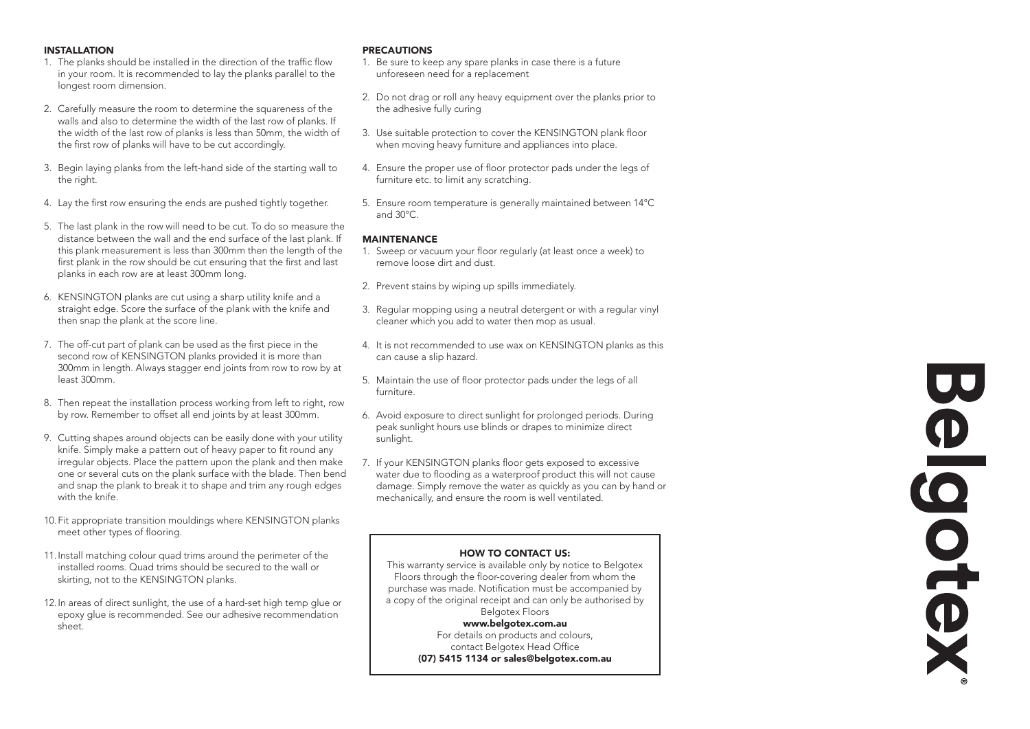## INSTALLATION

1. The planks should be installed in the direction of the traffic flow in your room. It is recommended to lay the planks parallel to the longest room dimension.
2. Carefully measure the room to determine the squareness of the walls and also to determine the width of the last row of planks. If the width of the last row of planks is less than 50mm, the width of the first row of planks will have to be cut accordingly.
3. Begin laying planks from the left-hand side of the starting wall to the right.
4. Lay the first row ensuring the ends are pushed tightly together.
5. The last plank in the row will need to be cut. To do so measure the distance between the wall and the end surface of the last plank. If this plank measurement is less than 300mm then the length of the first plank in the row should be cut ensuring that the first and last planks in each row are at least 300mm long.
6. KENSINGTON planks are cut using a sharp utility knife and a straight edge. Score the surface of the plank with the knife and then snap the plank at the score line.
7. The off-cut part of plank can be used as the first piece in the second row of KENSINGTON planks provided it is more than 300mm in length. Always stagger end joints from row to row by at least 300mm.
8. Then repeat the installation process working from left to right, row by row. Remember to offset all end joints by at least 300mm.
9. Cutting shapes around objects can be easily done with your utility knife. Simply make a pattern out of heavy paper to fit round any irregular objects. Place the pattern upon the plank and then make one or several cuts on the plank surface with the blade. Then bend and snap the plank to break it to shape and trim any rough edges with the knife.
10. Fit appropriate transition mouldings where KENSINGTON planks meet other types of flooring.
11. Install matching colour quad trims around the perimeter of the installed rooms. Quad trims should be secured to the wall or skirting, not to the KENSINGTON planks.
12. In areas of direct sunlight, the use of a hard-set high temp glue or epoxy glue is recommended. See our adhesive recommendation sheet.

## PRECAUTIONS

1. Be sure to keep any spare planks in case there is a future unforeseen need for a replacement
2. Do not drag or roll any heavy equipment over the planks prior to the adhesive fully curing
3. Use suitable protection to cover the KENSINGTON plank floor when moving heavy furniture and appliances into place.
4. Ensure the proper use of floor protector pads under the legs of furniture etc. to limit any scratching.
5. Ensure room temperature is generally maintained between 14°C and 30°C.

## MAINTENANCE

1. Sweep or vacuum your floor regularly (at least once a week) to remove loose dirt and dust.
2. Prevent stains by wiping up spills immediately.
3. Regular mopping using a neutral detergent or with a regular vinyl cleaner which you add to water then mop as usual.
4. It is not recommended to use wax on KENSINGTON planks as this can cause a slip hazard.
5. Maintain the use of floor protector pads under the legs of all furniture.
6. Avoid exposure to direct sunlight for prolonged periods. During peak sunlight hours use blinds or drapes to minimize direct sunlight.
7. If your KENSINGTON planks floor gets exposed to excessive water due to flooding as a waterproof product this will not cause damage. Simply remove the water as quickly as you can by hand or mechanically, and ensure the room is well ventilated.

### HOW TO CONTACT US:

This warranty service is available only by notice to Belgotex Floors through the floor-covering dealer from whom the purchase was made. Notification must be accompanied by a copy of the original receipt and can only be authorised by Belgotex Floors

**www.belgotex.com.au**

For details on products and colours, contact Belgotex Head Office

**(07) 5415 1134 or sales@belgotex.com.au**

Belgotex®